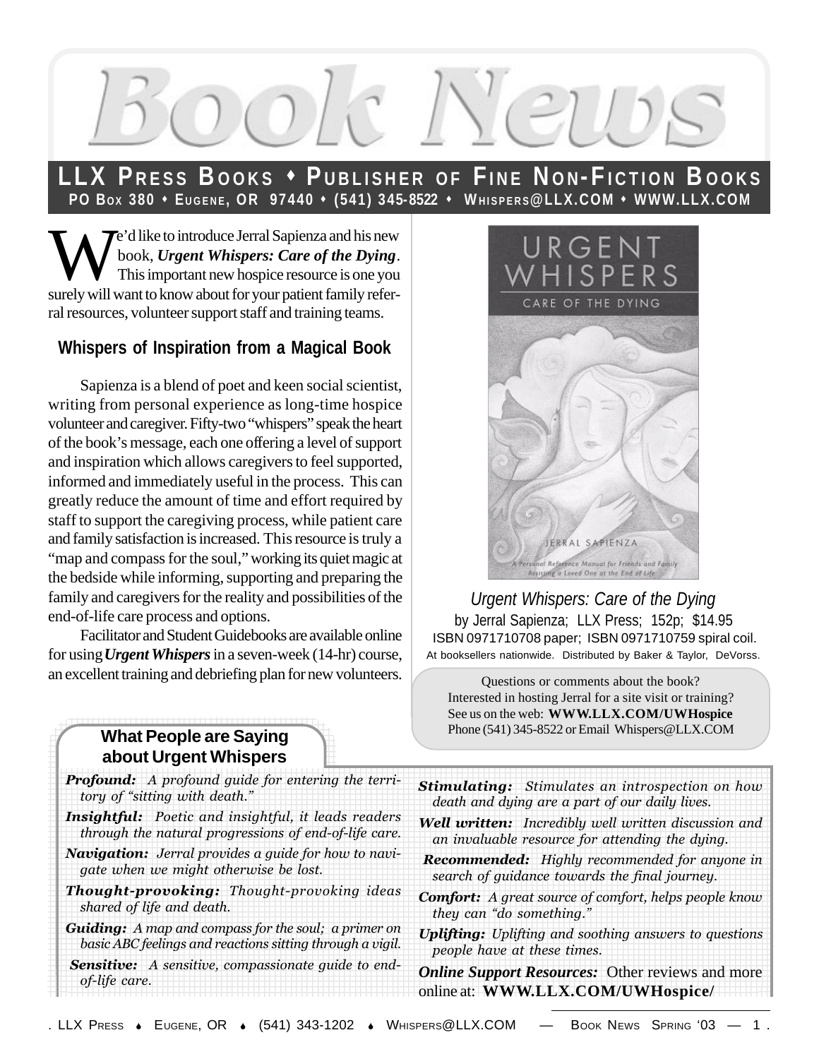# Book News

## LLX Press Books • Publisher of Fine Non-Fiction Books

**PO Box 380 • Eugene, OR 97440 • (541) 345-8522 • Whispers@LLX.COM • WWW.LLX.COM**

We'd like to introduce Jerral Sapienza and his new book, ***Urgent Whispers: Care of the Dying***. This important new hospice resource is one you surely will want to know about for your patient family referral resources, volunteer support staff and training teams.

### Whispers of Inspiration from a Magical Book

Sapienza is a blend of poet and keen social scientist, writing from personal experience as long-time hospice volunteer and caregiver. Fifty-two "whispers" speak the heart of the book's message, each one offering a level of support and inspiration which allows caregivers to feel supported, informed and immediately useful in the process. This can greatly reduce the amount of time and effort required by staff to support the caregiving process, while patient care and family satisfaction is increased. This resource is truly a "map and compass for the soul," working its quiet magic at the bedside while informing, supporting and preparing the family and caregivers for the reality and possibilities of the end-of-life care process and options.

Facilitator and Student Guidebooks are available online for using ***Urgent Whispers*** in a seven-week (14-hr) course, an excellent training and debriefing plan for new volunteers.

*Urgent Whispers: Care of the Dying*
by Jerral Sapienza; LLX Press; 152p; $14.95
ISBN 0971710708 paper; ISBN 0971710759 spiral coil.
At booksellers nationwide. Distributed by Baker & Taylor, DeVorss.

Questions or comments about the book?
Interested in hosting Jerral for a site visit or training?
See us on the web: **WWW.LLX.COM/UWHospice**
Phone (541) 345-8522 or Email Whispers@LLX.COM

### What People are Saying about Urgent Whispers

- ***Profound:*** *A profound guide for entering the territory of "sitting with death."*
- ***Insightful:*** *Poetic and insightful, it leads readers through the natural progressions of end-of-life care.*
- ***Navigation:*** *Jerral provides a guide for how to navigate when we might otherwise be lost.*
- ***Thought-provoking:*** *Thought-provoking ideas shared of life and death.*
- ***Guiding:*** *A map and compass for the soul; a primer on basic ABC feelings and reactions sitting through a vigil.*
- ***Sensitive:*** *A sensitive, compassionate guide to end-of-life care.*
- ***Stimulating:*** *Stimulates an introspection on how death and dying are a part of our daily lives.*
- ***Well written:*** *Incredibly well written discussion and an invaluable resource for attending the dying.*
- ***Recommended:*** *Highly recommended for anyone in search of guidance towards the final journey.*
- ***Comfort:*** *A great source of comfort, helps people know they can "do something."*
- ***Uplifting:*** *Uplifting and soothing answers to questions people have at these times.*

***Online Support Resources:*** Other reviews and more online at: **WWW.LLX.COM/UWHospice/**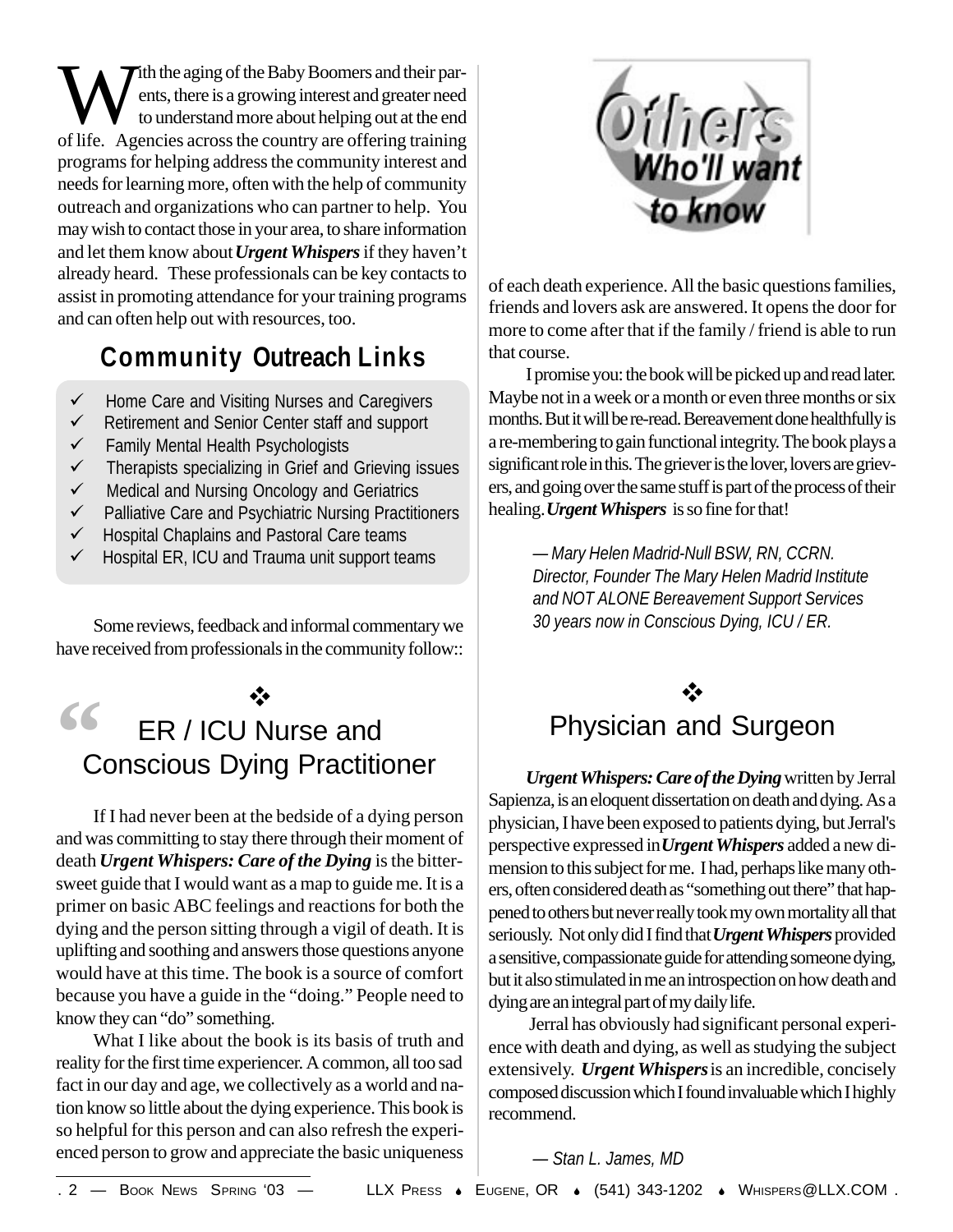With the aging of the Baby Boomers and their parents, there is a growing interest and greater need to understand more about helping out at the end of life. Agencies across the country are offering training programs for helping address the community interest and needs for learning more, often with the help of community outreach and organizations who can partner to help. You may wish to contact those in your area, to share information and let them know about ***Urgent Whispers*** if they haven't already heard. These professionals can be key contacts to assist in promoting attendance for your training programs and can often help out with resources, too.

## Community Outreach Links

- ✓ Home Care and Visiting Nurses and Caregivers
- ✓ Retirement and Senior Center staff and support
- ✓ Family Mental Health Psychologists
- ✓ Therapists specializing in Grief and Grieving issues
- ✓ Medical and Nursing Oncology and Geriatrics
- ✓ Palliative Care and Psychiatric Nursing Practitioners
- ✓ Hospital Chaplains and Pastoral Care teams
- ✓ Hospital ER, ICU and Trauma unit support teams

Some reviews, feedback and informal commentary we have received from professionals in the community follow::

## "ER / ICU Nurse and Conscious Dying Practitioner

If I had never been at the bedside of a dying person and was committing to stay there through their moment of death ***Urgent Whispers: Care of the Dying*** is the bittersweet guide that I would want as a map to guide me. It is a primer on basic ABC feelings and reactions for both the dying and the person sitting through a vigil of death. It is uplifting and soothing and answers those questions anyone would have at this time. The book is a source of comfort because you have a guide in the "doing." People need to know they can "do" something.

What I like about the book is its basis of truth and reality for the first time experiencer. A common, all too sad fact in our day and age, we collectively as a world and nation know so little about the dying experience. This book is so helpful for this person and can also refresh the experienced person to grow and appreciate the basic uniqueness of each death experience. All the basic questions families, friends and lovers ask are answered. It opens the door for more to come after that if the family / friend is able to run that course.

I promise you: the book will be picked up and read later. Maybe not in a week or a month or even three months or six months. But it will be re-read. Bereavement done healthfully is a re-membering to gain functional integrity. The book plays a significant role in this. The griever is the lover, lovers are grievers, and going over the same stuff is part of the process of their healing. ***Urgent Whispers*** is so fine for that!

*— Mary Helen Madrid-Null BSW, RN, CCRN.*
*Director, Founder The Mary Helen Madrid Institute and NOT ALONE Bereavement Support Services*
*30 years now in Conscious Dying, ICU / ER.*

## Others Who'll want to know

## Physician and Surgeon

***Urgent Whispers: Care of the Dying*** written by Jerral Sapienza, is an eloquent dissertation on death and dying. As a physician, I have been exposed to patients dying, but Jerral's perspective expressed in ***Urgent Whispers*** added a new dimension to this subject for me. I had, perhaps like many others, often considered death as "something out there" that happened to others but never really took my own mortality all that seriously. Not only did I find that ***Urgent Whispers*** provided a sensitive, compassionate guide for attending someone dying, but it also stimulated in me an introspection on how death and dying are an integral part of my daily life.

Jerral has obviously had significant personal experience with death and dying, as well as studying the subject extensively. ***Urgent Whispers*** is an incredible, concisely composed discussion which I found invaluable which I highly recommend.

*— Stan L. James, MD*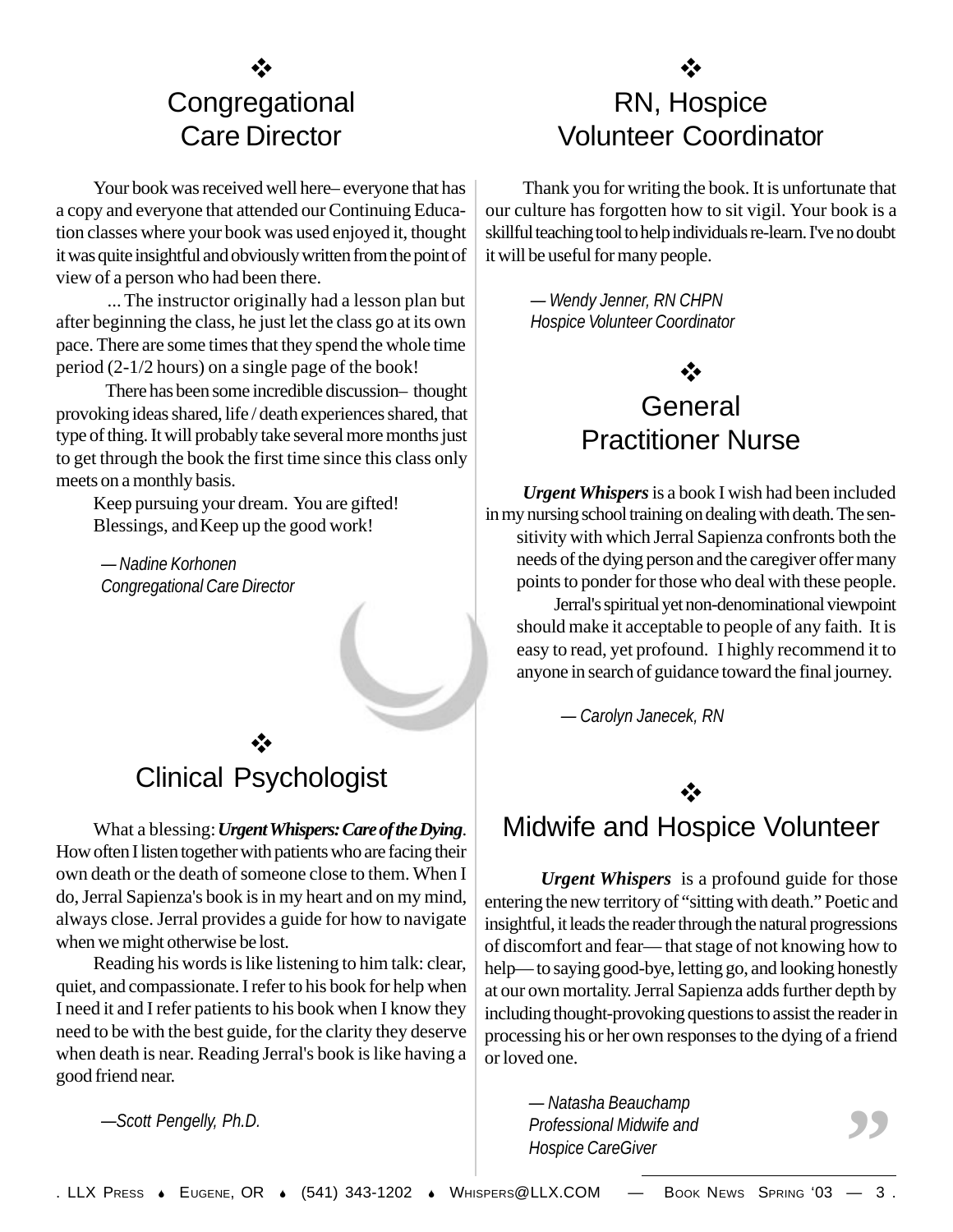## Congregational Care Director

Your book was received well here– everyone that has a copy and everyone that attended our Continuing Education classes where your book was used enjoyed it, thought it was quite insightful and obviously written from the point of view of a person who had been there.

... The instructor originally had a lesson plan but after beginning the class, he just let the class go at its own pace. There are some times that they spend the whole time period (2-1/2 hours) on a single page of the book!

There has been some incredible discussion– thought provoking ideas shared, life / death experiences shared, that type of thing. It will probably take several more months just to get through the book the first time since this class only meets on a monthly basis.

Keep pursuing your dream. You are gifted!
Blessings, and Keep up the good work!

*— Nadine Korhonen*
*Congregational Care Director*

## Clinical Psychologist

What a blessing: ***Urgent Whispers: Care of the Dying***. How often I listen together with patients who are facing their own death or the death of someone close to them. When I do, Jerral Sapienza's book is in my heart and on my mind, always close. Jerral provides a guide for how to navigate when we might otherwise be lost.

Reading his words is like listening to him talk: clear, quiet, and compassionate. I refer to his book for help when I need it and I refer patients to his book when I know they need to be with the best guide, for the clarity they deserve when death is near. Reading Jerral's book is like having a good friend near.

*—Scott Pengelly, Ph.D.*

## RN, Hospice Volunteer Coordinator

Thank you for writing the book. It is unfortunate that our culture has forgotten how to sit vigil. Your book is a skillful teaching tool to help individuals re-learn. I've no doubt it will be useful for many people.

*— Wendy Jenner, RN CHPN*
*Hospice Volunteer Coordinator*

## General Practitioner Nurse

***Urgent Whispers*** is a book I wish had been included in my nursing school training on dealing with death. The sensitivity with which Jerral Sapienza confronts both the needs of the dying person and the caregiver offer many points to ponder for those who deal with these people.

Jerral's spiritual yet non-denominational viewpoint should make it acceptable to people of any faith. It is easy to read, yet profound. I highly recommend it to anyone in search of guidance toward the final journey.

*— Carolyn Janecek, RN*

## Midwife and Hospice Volunteer

***Urgent Whispers*** is a profound guide for those entering the new territory of "sitting with death." Poetic and insightful, it leads the reader through the natural progressions of discomfort and fear— that stage of not knowing how to help— to saying good-bye, letting go, and looking honestly at our own mortality. Jerral Sapienza adds further depth by including thought-provoking questions to assist the reader in processing his or her own responses to the dying of a friend or loved one.

*— Natasha Beauchamp*
*Professional Midwife and*
*Hospice CareGiver*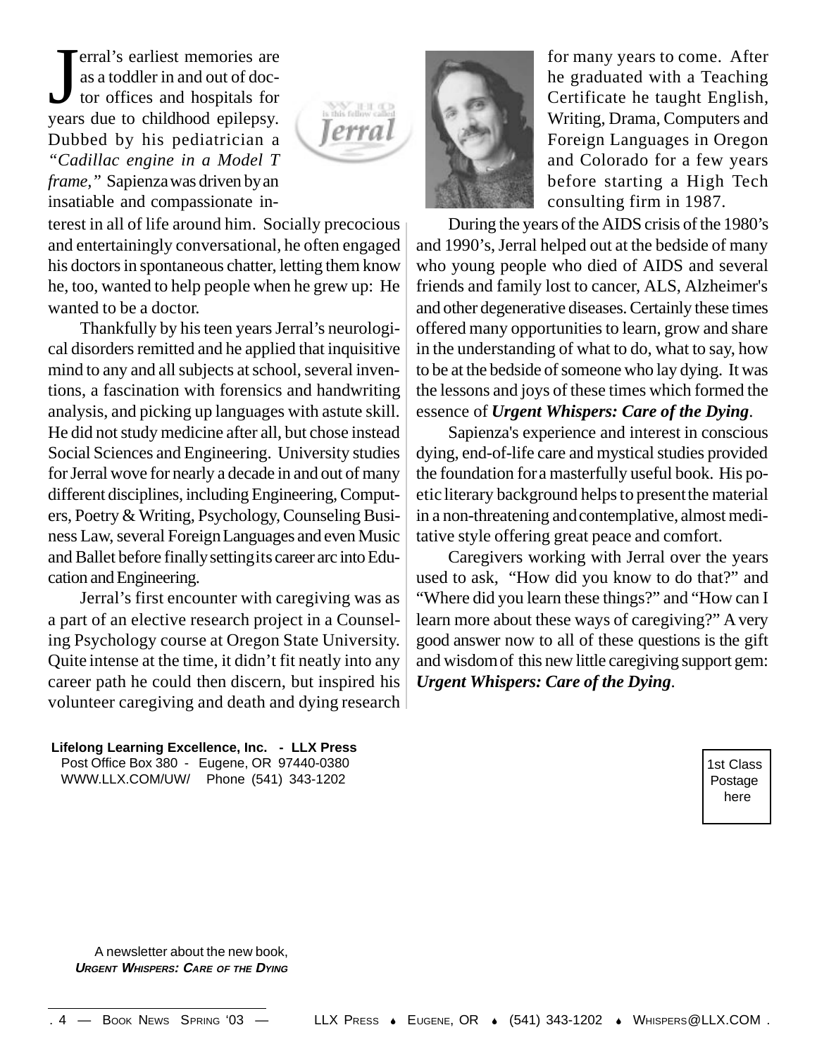## Who is this fellow called Jerral

Jerral's earliest memories are as a toddler in and out of doctor offices and hospitals for years due to childhood epilepsy. Dubbed by his pediatrician a *"Cadillac engine in a Model T frame,"* Sapienza was driven by an insatiable and compassionate interest in all of life around him. Socially precocious and entertainingly conversational, he often engaged his doctors in spontaneous chatter, letting them know he, too, wanted to help people when he grew up: He wanted to be a doctor.

Thankfully by his teen years Jerral's neurological disorders remitted and he applied that inquisitive mind to any and all subjects at school, several inventions, a fascination with forensics and handwriting analysis, and picking up languages with astute skill. He did not study medicine after all, but chose instead Social Sciences and Engineering. University studies for Jerral wove for nearly a decade in and out of many different disciplines, including Engineering, Computers, Poetry & Writing, Psychology, Counseling Business Law, several Foreign Languages and even Music and Ballet before finally setting its career arc into Education and Engineering.

Jerral's first encounter with caregiving was as a part of an elective research project in a Counseling Psychology course at Oregon State University. Quite intense at the time, it didn't fit neatly into any career path he could then discern, but inspired his volunteer caregiving and death and dying research for many years to come. After he graduated with a Teaching Certificate he taught English, Writing, Drama, Computers and Foreign Languages in Oregon and Colorado for a few years before starting a High Tech consulting firm in 1987.

During the years of the AIDS crisis of the 1980's and 1990's, Jerral helped out at the bedside of many who young people who died of AIDS and several friends and family lost to cancer, ALS, Alzheimer's and other degenerative diseases. Certainly these times offered many opportunities to learn, grow and share in the understanding of what to do, what to say, how to be at the bedside of someone who lay dying. It was the lessons and joys of these times which formed the essence of ***Urgent Whispers: Care of the Dying***.

Sapienza's experience and interest in conscious dying, end-of-life care and mystical studies provided the foundation for a masterfully useful book. His poetic literary background helps to present the material in a non-threatening and contemplative, almost meditative style offering great peace and comfort.

Caregivers working with Jerral over the years used to ask, "How did you know to do that?" and "Where did you learn these things?" and "How can I learn more about these ways of caregiving?" A very good answer now to all of these questions is the gift and wisdom of this new little caregiving support gem: ***Urgent Whispers: Care of the Dying***.

**Lifelong Learning Excellence, Inc. - LLX Press**
Post Office Box 380 - Eugene, OR 97440-0380
WWW.LLX.COM/UW/ Phone (541) 343-1202

1st Class Postage here

A newsletter about the new book,
***URGENT WHISPERS: CARE OF THE DYING***